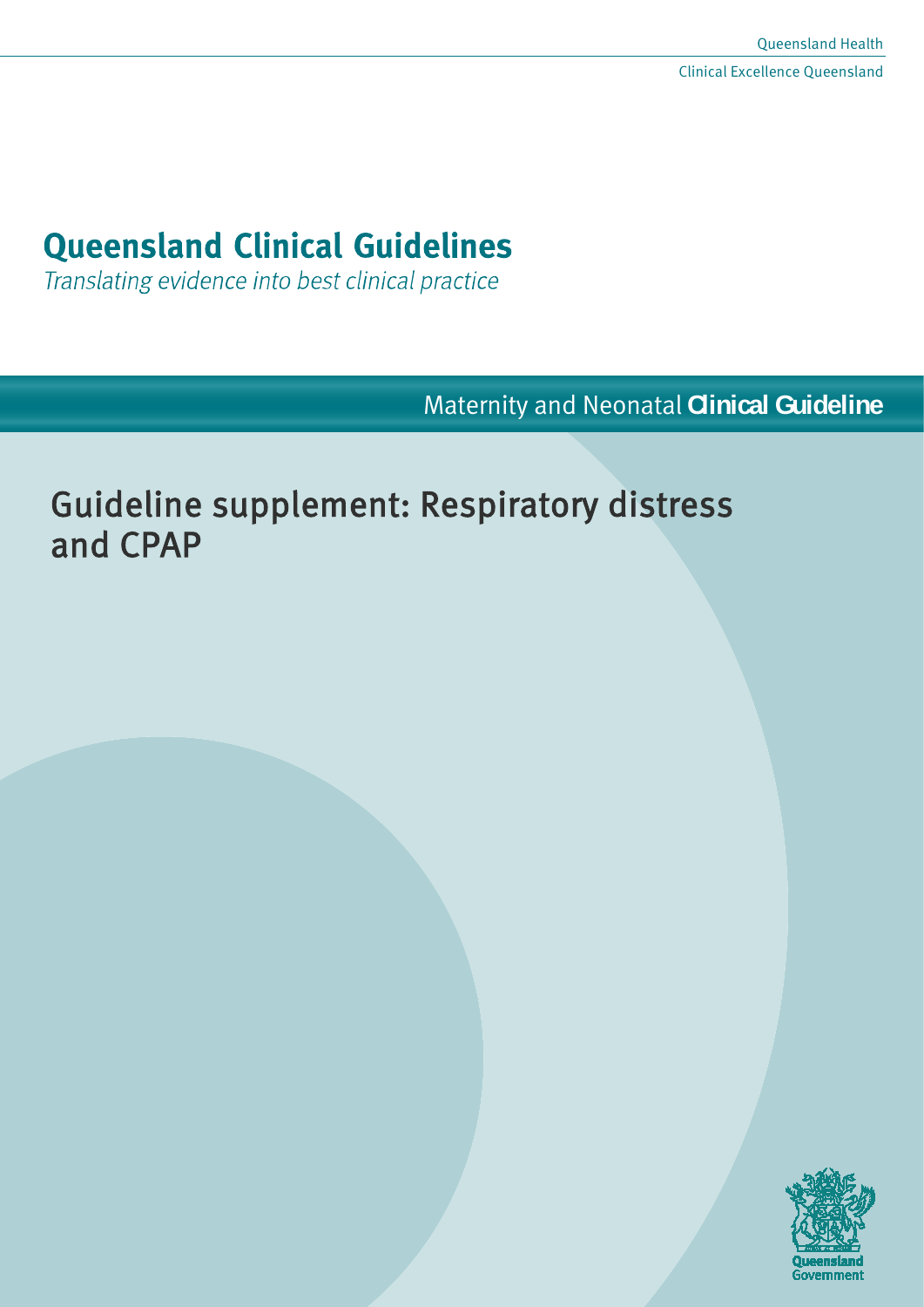Queensland Health

Clinical Excellence Queensland

# Queensland Clinical Guidelines

*Translating evidence into best clinical practice*

Maternity and Neonatal **Clinical Guideline**

## Guideline supplement: Respiratory distress and CPAP

Queensland Government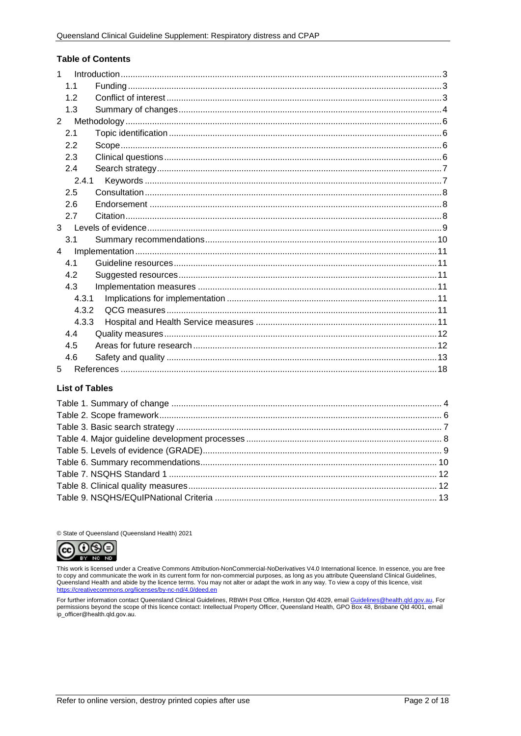**Table of Contents**

1 Introduction ... 3
 1.1 Funding ... 3
 1.2 Conflict of interest ... 3
 1.3 Summary of changes ... 4
2 Methodology ... 6
 2.1 Topic identification ... 6
 2.2 Scope ... 6
 2.3 Clinical questions ... 6
 2.4 Search strategy ... 7
  2.4.1 Keywords ... 7
 2.5 Consultation ... 8
 2.6 Endorsement ... 8
 2.7 Citation ... 8
3 Levels of evidence ... 9
 3.1 Summary recommendations ... 10
4 Implementation ... 11
 4.1 Guideline resources ... 11
 4.2 Suggested resources ... 11
 4.3 Implementation measures ... 11
  4.3.1 Implications for implementation ... 11
  4.3.2 QCG measures ... 11
  4.3.3 Hospital and Health Service measures ... 11
 4.4 Quality measures ... 12
 4.5 Areas for future research ... 12
 4.6 Safety and quality ... 13
5 References ... 18

**List of Tables**

Table 1. Summary of change ... 4
Table 2. Scope framework ... 6
Table 3. Basic search strategy ... 7
Table 4. Major guideline development processes ... 8
Table 5. Levels of evidence (GRADE) ... 9
Table 6. Summary recommendations ... 10
Table 7. NSQHS Standard 1 ... 12
Table 8. Clinical quality measures ... 12
Table 9. NSQHS/EQuIPNational Criteria ... 13

© State of Queensland (Queensland Health) 2021

This work is licensed under a Creative Commons Attribution-NonCommercial-NoDerivatives V4.0 International licence. In essence, you are free to copy and communicate the work in its current form for non-commercial purposes, as long as you attribute Queensland Clinical Guidelines, Queensland Health and abide by the licence terms. You may not alter or adapt the work in any way. To view a copy of this licence, visit https://creativecommons.org/licenses/by-nc-nd/4.0/deed.en

For further information contact Queensland Clinical Guidelines, RBWH Post Office, Herston Qld 4029, email Guidelines@health.qld.gov.au, For permissions beyond the scope of this licence contact: Intellectual Property Officer, Queensland Health, GPO Box 48, Brisbane Qld 4001, email ip_officer@health.qld.gov.au.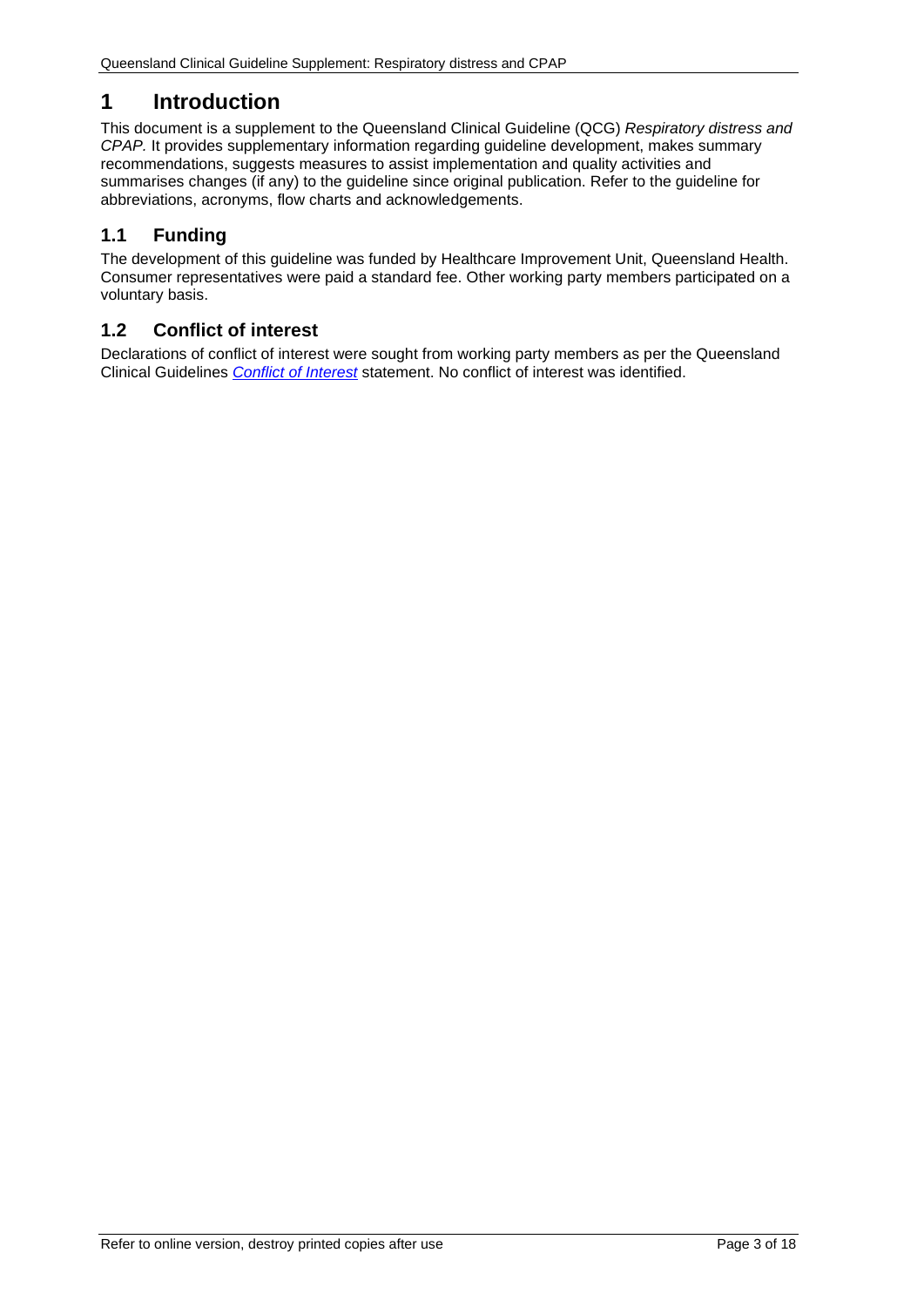# 1 Introduction

This document is a supplement to the Queensland Clinical Guideline (QCG) *Respiratory distress and CPAP.* It provides supplementary information regarding guideline development, makes summary recommendations, suggests measures to assist implementation and quality activities and summarises changes (if any) to the guideline since original publication. Refer to the guideline for abbreviations, acronyms, flow charts and acknowledgements.

## 1.1 Funding

The development of this guideline was funded by Healthcare Improvement Unit, Queensland Health. Consumer representatives were paid a standard fee. Other working party members participated on a voluntary basis.

## 1.2 Conflict of interest

Declarations of conflict of interest were sought from working party members as per the Queensland Clinical Guidelines *Conflict of Interest* statement. No conflict of interest was identified.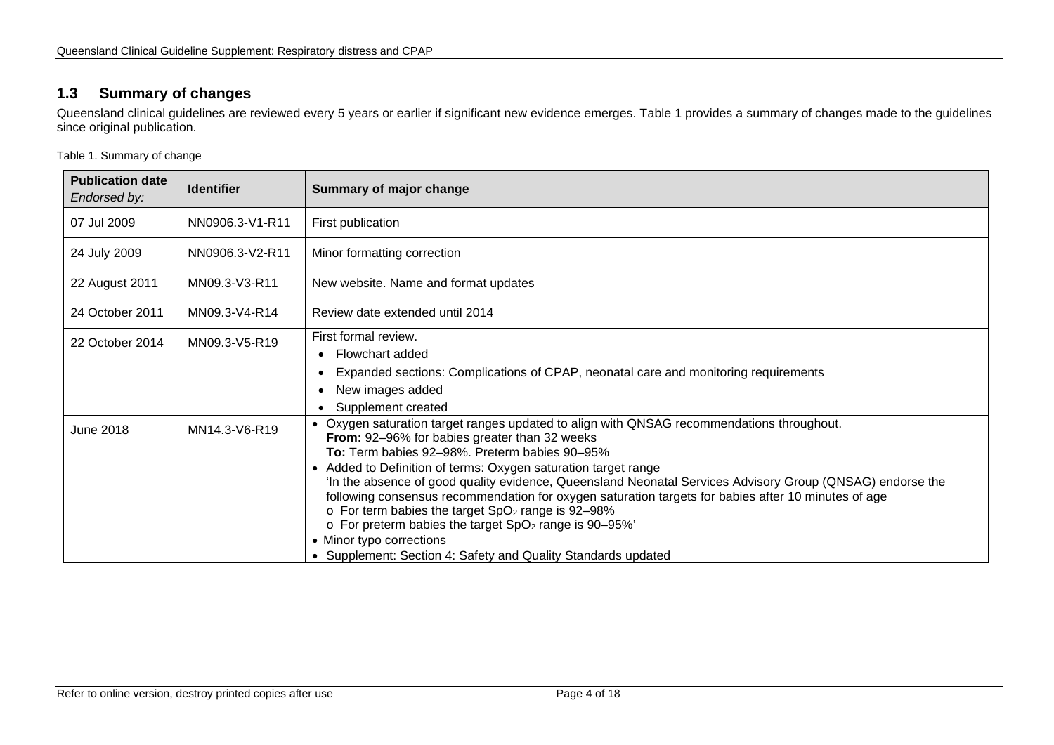## 1.3 Summary of changes

Queensland clinical guidelines are reviewed every 5 years or earlier if significant new evidence emerges. Table 1 provides a summary of changes made to the guidelines since original publication.

Table 1. Summary of change

| **Publication date** *Endorsed by:* | **Identifier** | **Summary of major change** |
|---|---|---|
| 07 Jul 2009 | NN0906.3-V1-R11 | First publication |
| 24 July 2009 | NN0906.3-V2-R11 | Minor formatting correction |
| 22 August 2011 | MN09.3-V3-R11 | New website. Name and format updates |
| 24 October 2011 | MN09.3-V4-R14 | Review date extended until 2014 |
| 22 October 2014 | MN09.3-V5-R19 | First formal review.<br>• Flowchart added<br>• Expanded sections: Complications of CPAP, neonatal care and monitoring requirements<br>• New images added<br>• Supplement created |
| June 2018 | MN14.3-V6-R19 | • Oxygen saturation target ranges updated to align with QNSAG recommendations throughout.<br>**From:** 92–96% for babies greater than 32 weeks<br>**To:** Term babies 92–98%. Preterm babies 90–95%<br>• Added to Definition of terms: Oxygen saturation target range<br>'In the absence of good quality evidence, Queensland Neonatal Services Advisory Group (QNSAG) endorse the following consensus recommendation for oxygen saturation targets for babies after 10 minutes of age<br>o For term babies the target $SpO_2$ range is 92–98%<br>o For preterm babies the target $SpO_2$ range is 90–95%'<br>• Minor typo corrections<br>• Supplement: Section 4: Safety and Quality Standards updated |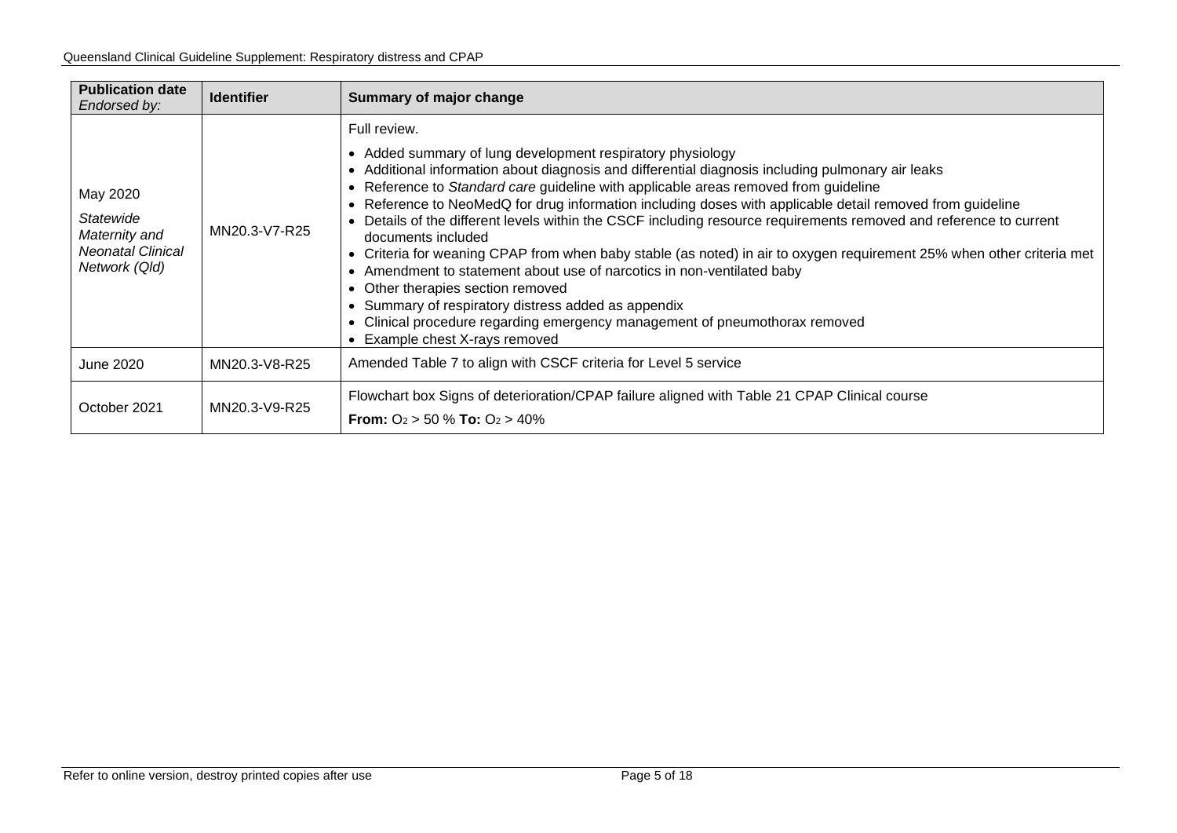| **Publication date** *Endorsed by:* | **Identifier** | **Summary of major change** |
|---|---|---|
| May 2020 *Statewide Maternity and Neonatal Clinical Network (Qld)* | MN20.3-V7-R25 | Full review. • Added summary of lung development respiratory physiology • Additional information about diagnosis and differential diagnosis including pulmonary air leaks • Reference to *Standard care* guideline with applicable areas removed from guideline • Reference to NeoMedQ for drug information including doses with applicable detail removed from guideline • Details of the different levels within the CSCF including resource requirements removed and reference to current documents included • Criteria for weaning CPAP from when baby stable (as noted) in air to oxygen requirement 25% when other criteria met • Amendment to statement about use of narcotics in non-ventilated baby • Other therapies section removed • Summary of respiratory distress added as appendix • Clinical procedure regarding emergency management of pneumothorax removed • Example chest X-rays removed |
| June 2020 | MN20.3-V8-R25 | Amended Table 7 to align with CSCF criteria for Level 5 service |
| October 2021 | MN20.3-V9-R25 | Flowchart box Signs of deterioration/CPAP failure aligned with Table 21 CPAP Clinical course **From:** $O_2$ > 50 % **To:** $O_2$ > 40% |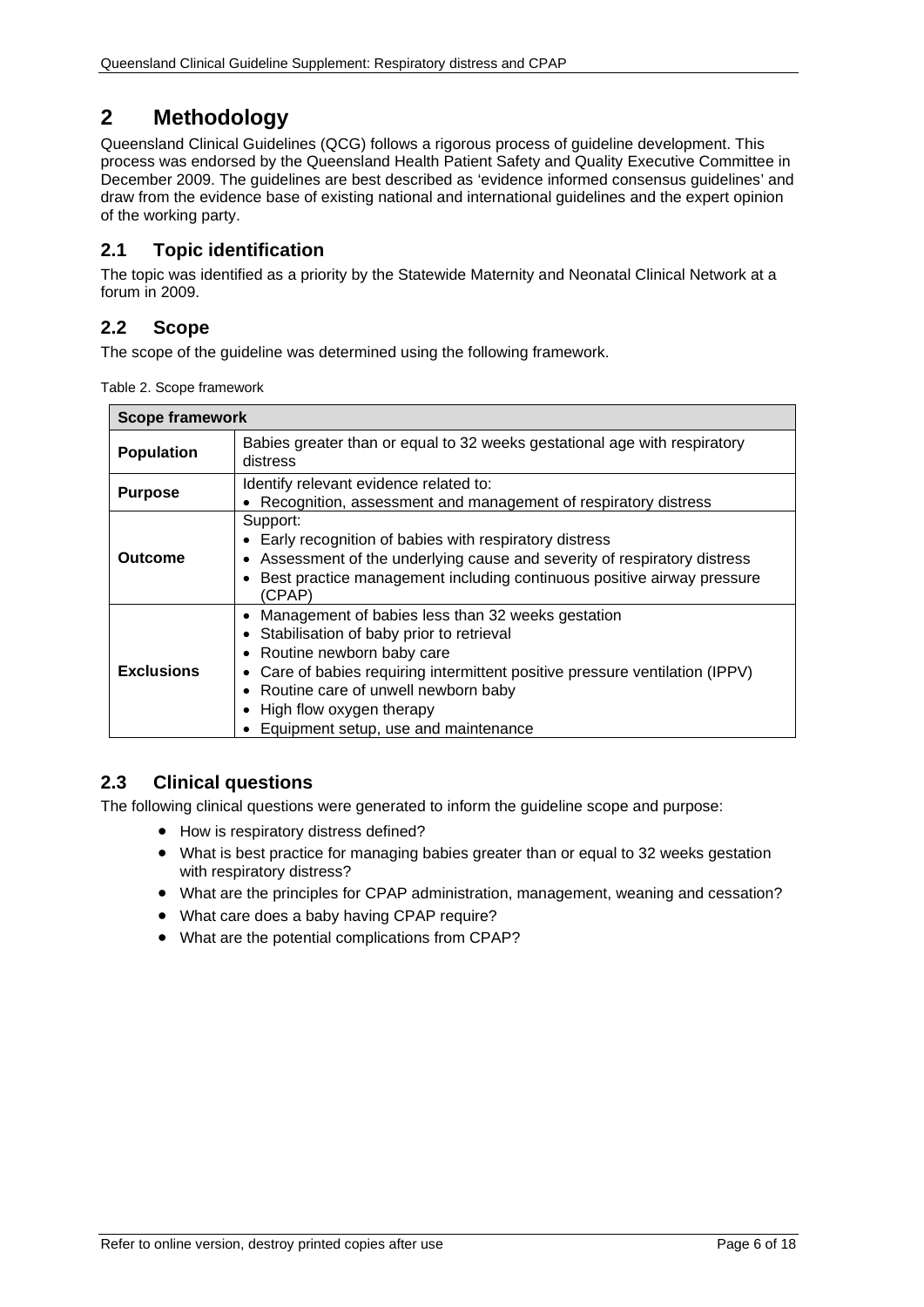# 2 Methodology

Queensland Clinical Guidelines (QCG) follows a rigorous process of guideline development. This process was endorsed by the Queensland Health Patient Safety and Quality Executive Committee in December 2009. The guidelines are best described as 'evidence informed consensus guidelines' and draw from the evidence base of existing national and international guidelines and the expert opinion of the working party.

## 2.1 Topic identification

The topic was identified as a priority by the Statewide Maternity and Neonatal Clinical Network at a forum in 2009.

## 2.2 Scope

The scope of the guideline was determined using the following framework.

Table 2. Scope framework

| Scope framework | |
|---|---|
| **Population** | Babies greater than or equal to 32 weeks gestational age with respiratory distress |
| **Purpose** | Identify relevant evidence related to:<br>• Recognition, assessment and management of respiratory distress |
| **Outcome** | Support:<br>• Early recognition of babies with respiratory distress<br>• Assessment of the underlying cause and severity of respiratory distress<br>• Best practice management including continuous positive airway pressure (CPAP) |
| **Exclusions** | • Management of babies less than 32 weeks gestation<br>• Stabilisation of baby prior to retrieval<br>• Routine newborn baby care<br>• Care of babies requiring intermittent positive pressure ventilation (IPPV)<br>• Routine care of unwell newborn baby<br>• High flow oxygen therapy<br>• Equipment setup, use and maintenance |

## 2.3 Clinical questions

The following clinical questions were generated to inform the guideline scope and purpose:

- How is respiratory distress defined?
- What is best practice for managing babies greater than or equal to 32 weeks gestation with respiratory distress?
- What are the principles for CPAP administration, management, weaning and cessation?
- What care does a baby having CPAP require?
- What are the potential complications from CPAP?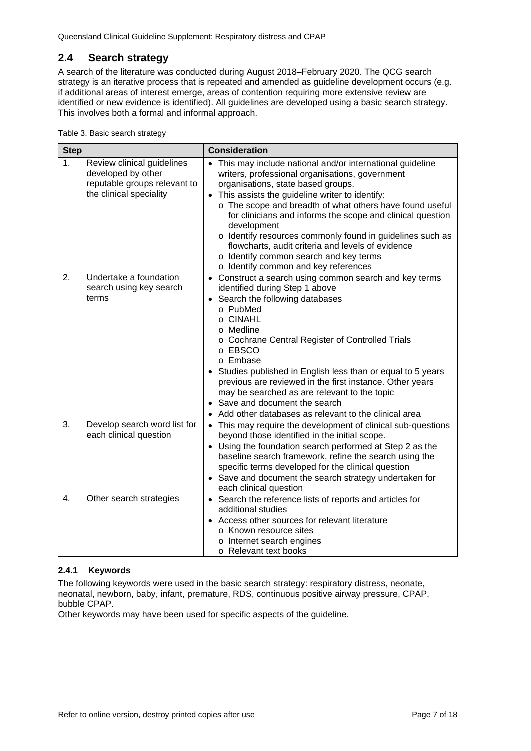## 2.4 Search strategy

A search of the literature was conducted during August 2018–February 2020. The QCG search strategy is an iterative process that is repeated and amended as guideline development occurs (e.g. if additional areas of interest emerge, areas of contention requiring more extensive review are identified or new evidence is identified). All guidelines are developed using a basic search strategy. This involves both a formal and informal approach.

Table 3. Basic search strategy

| Step | | Consideration |
|---|---|---|
| 1. | Review clinical guidelines developed by other reputable groups relevant to the clinical speciality | • This may include national and/or international guideline writers, professional organisations, government organisations, state based groups.<br>• This assists the guideline writer to identify:<br>  o The scope and breadth of what others have found useful for clinicians and informs the scope and clinical question development<br>  o Identify resources commonly found in guidelines such as flowcharts, audit criteria and levels of evidence<br>  o Identify common search and key terms<br>  o Identify common and key references |
| 2. | Undertake a foundation search using key search terms | • Construct a search using common search and key terms identified during Step 1 above<br>• Search the following databases<br>  o PubMed<br>  o CINAHL<br>  o Medline<br>  o Cochrane Central Register of Controlled Trials<br>  o EBSCO<br>  o Embase<br>• Studies published in English less than or equal to 5 years previous are reviewed in the first instance. Other years may be searched as are relevant to the topic<br>• Save and document the search<br>• Add other databases as relevant to the clinical area |
| 3. | Develop search word list for each clinical question | • This may require the development of clinical sub-questions beyond those identified in the initial scope.<br>• Using the foundation search performed at Step 2 as the baseline search framework, refine the search using the specific terms developed for the clinical question<br>• Save and document the search strategy undertaken for each clinical question |
| 4. | Other search strategies | • Search the reference lists of reports and articles for additional studies<br>• Access other sources for relevant literature<br>  o Known resource sites<br>  o Internet search engines<br>  o Relevant text books |

### 2.4.1 Keywords

The following keywords were used in the basic search strategy: respiratory distress, neonate, neonatal, newborn, baby, infant, premature, RDS, continuous positive airway pressure, CPAP, bubble CPAP.

Other keywords may have been used for specific aspects of the guideline.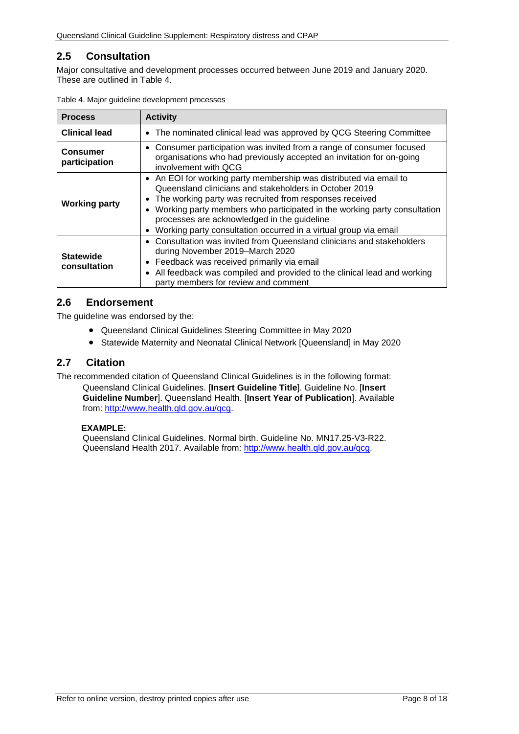## 2.5 Consultation

Major consultative and development processes occurred between June 2019 and January 2020. These are outlined in Table 4.

Table 4. Major guideline development processes

| Process | Activity |
| --- | --- |
| **Clinical lead** | • The nominated clinical lead was approved by QCG Steering Committee |
| **Consumer participation** | • Consumer participation was invited from a range of consumer focused organisations who had previously accepted an invitation for on-going involvement with QCG |
| **Working party** | • An EOI for working party membership was distributed via email to Queensland clinicians and stakeholders in October 2019<br>• The working party was recruited from responses received<br>• Working party members who participated in the working party consultation processes are acknowledged in the guideline<br>• Working party consultation occurred in a virtual group via email |
| **Statewide consultation** | • Consultation was invited from Queensland clinicians and stakeholders during November 2019–March 2020<br>• Feedback was received primarily via email<br>• All feedback was compiled and provided to the clinical lead and working party members for review and comment |

## 2.6 Endorsement

The guideline was endorsed by the:

- Queensland Clinical Guidelines Steering Committee in May 2020
- Statewide Maternity and Neonatal Clinical Network [Queensland] in May 2020

## 2.7 Citation

The recommended citation of Queensland Clinical Guidelines is in the following format:

Queensland Clinical Guidelines. [**Insert Guideline Title**]. Guideline No. [**Insert Guideline Number**]. Queensland Health. [**Insert Year of Publication**]. Available from: http://www.health.qld.gov.au/qcg.

**EXAMPLE:**

Queensland Clinical Guidelines. Normal birth. Guideline No. MN17.25-V3-R22. Queensland Health 2017. Available from: http://www.health.qld.gov.au/qcg.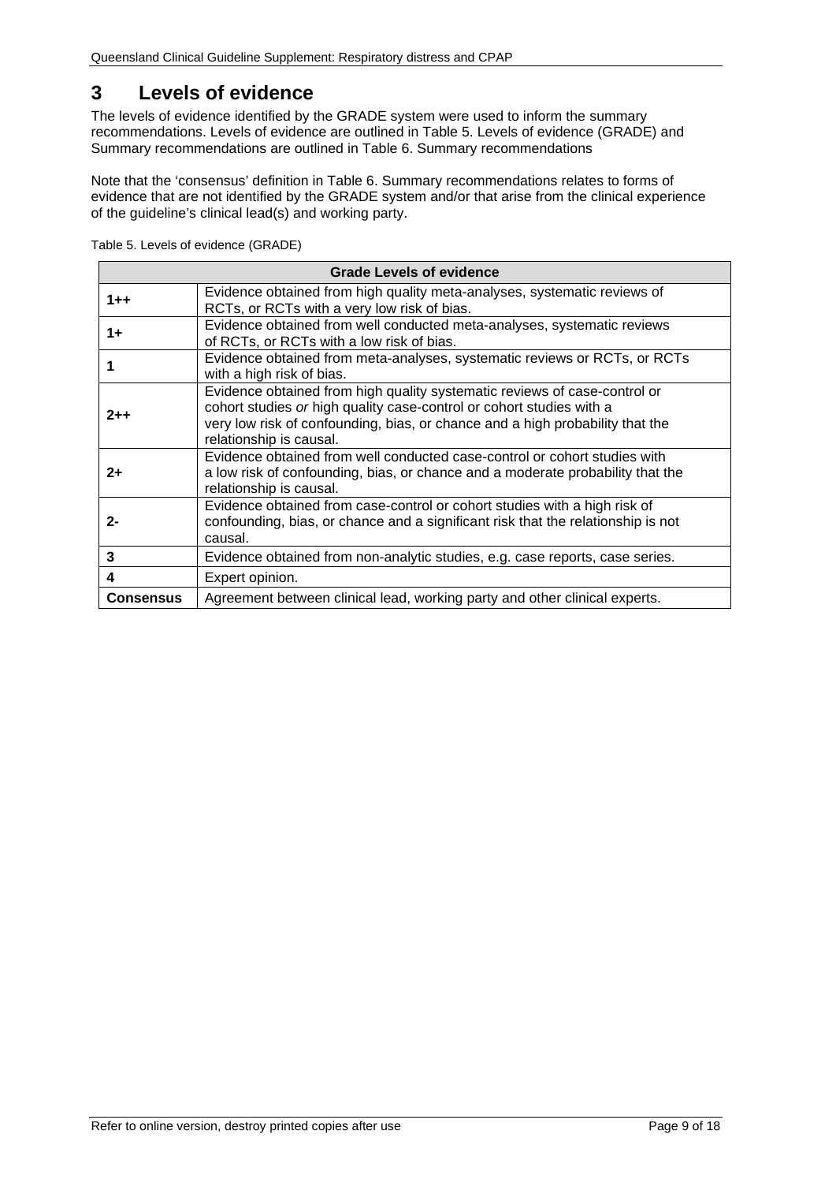# 3 Levels of evidence

The levels of evidence identified by the GRADE system were used to inform the summary recommendations. Levels of evidence are outlined in Table 5. Levels of evidence (GRADE) and Summary recommendations are outlined in Table 6. Summary recommendations

Note that the 'consensus' definition in Table 6. Summary recommendations relates to forms of evidence that are not identified by the GRADE system and/or that arise from the clinical experience of the guideline's clinical lead(s) and working party.

Table 5. Levels of evidence (GRADE)

| Grade Levels of evidence | |
|---|---|
| **1++** | Evidence obtained from high quality meta-analyses, systematic reviews of RCTs, or RCTs with a very low risk of bias. |
| **1+** | Evidence obtained from well conducted meta-analyses, systematic reviews of RCTs, or RCTs with a low risk of bias. |
| **1** | Evidence obtained from meta-analyses, systematic reviews or RCTs, or RCTs with a high risk of bias. |
| **2++** | Evidence obtained from high quality systematic reviews of case-control or cohort studies *or* high quality case-control or cohort studies with a very low risk of confounding, bias, or chance and a high probability that the relationship is causal. |
| **2+** | Evidence obtained from well conducted case-control or cohort studies with a low risk of confounding, bias, or chance and a moderate probability that the relationship is causal. |
| **2-** | Evidence obtained from case-control or cohort studies with a high risk of confounding, bias, or chance and a significant risk that the relationship is not causal. |
| **3** | Evidence obtained from non-analytic studies, e.g. case reports, case series. |
| **4** | Expert opinion. |
| **Consensus** | Agreement between clinical lead, working party and other clinical experts. |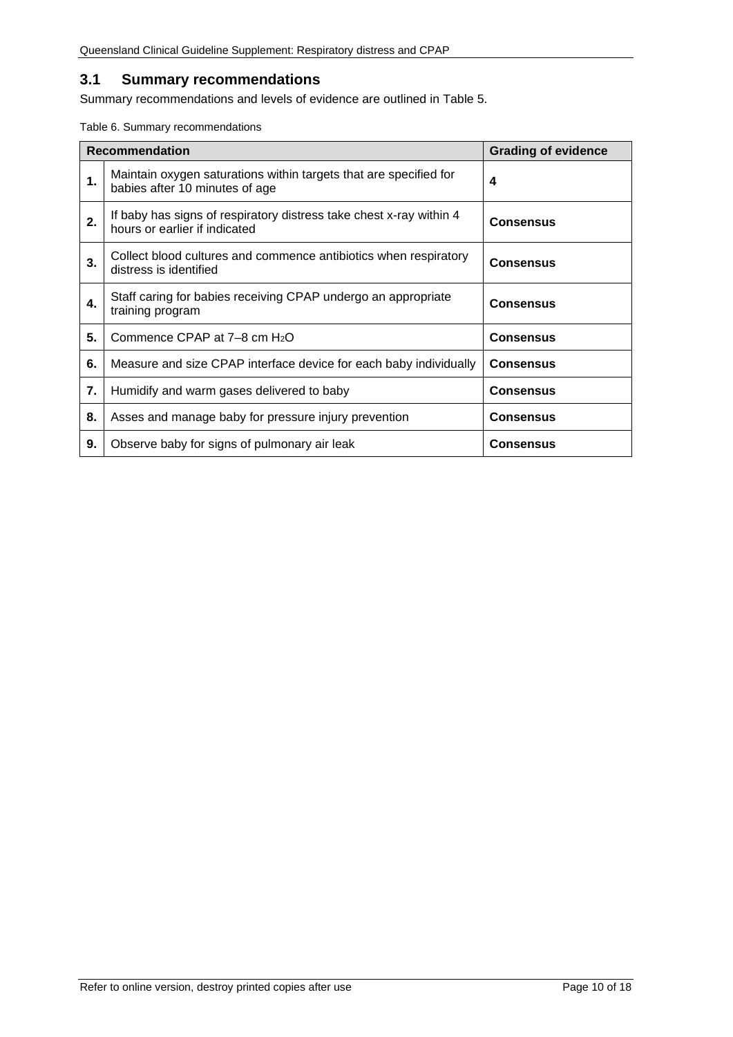## 3.1 Summary recommendations

Summary recommendations and levels of evidence are outlined in Table 5.

Table 6. Summary recommendations

| | Recommendation | Grading of evidence |
|---|---|---|
| **1.** | Maintain oxygen saturations within targets that are specified for babies after 10 minutes of age | **4** |
| **2.** | If baby has signs of respiratory distress take chest x-ray within 4 hours or earlier if indicated | **Consensus** |
| **3.** | Collect blood cultures and commence antibiotics when respiratory distress is identified | **Consensus** |
| **4.** | Staff caring for babies receiving CPAP undergo an appropriate training program | **Consensus** |
| **5.** | Commence CPAP at 7–8 cm $H_2O$ | **Consensus** |
| **6.** | Measure and size CPAP interface device for each baby individually | **Consensus** |
| **7.** | Humidify and warm gases delivered to baby | **Consensus** |
| **8.** | Asses and manage baby for pressure injury prevention | **Consensus** |
| **9.** | Observe baby for signs of pulmonary air leak | **Consensus** |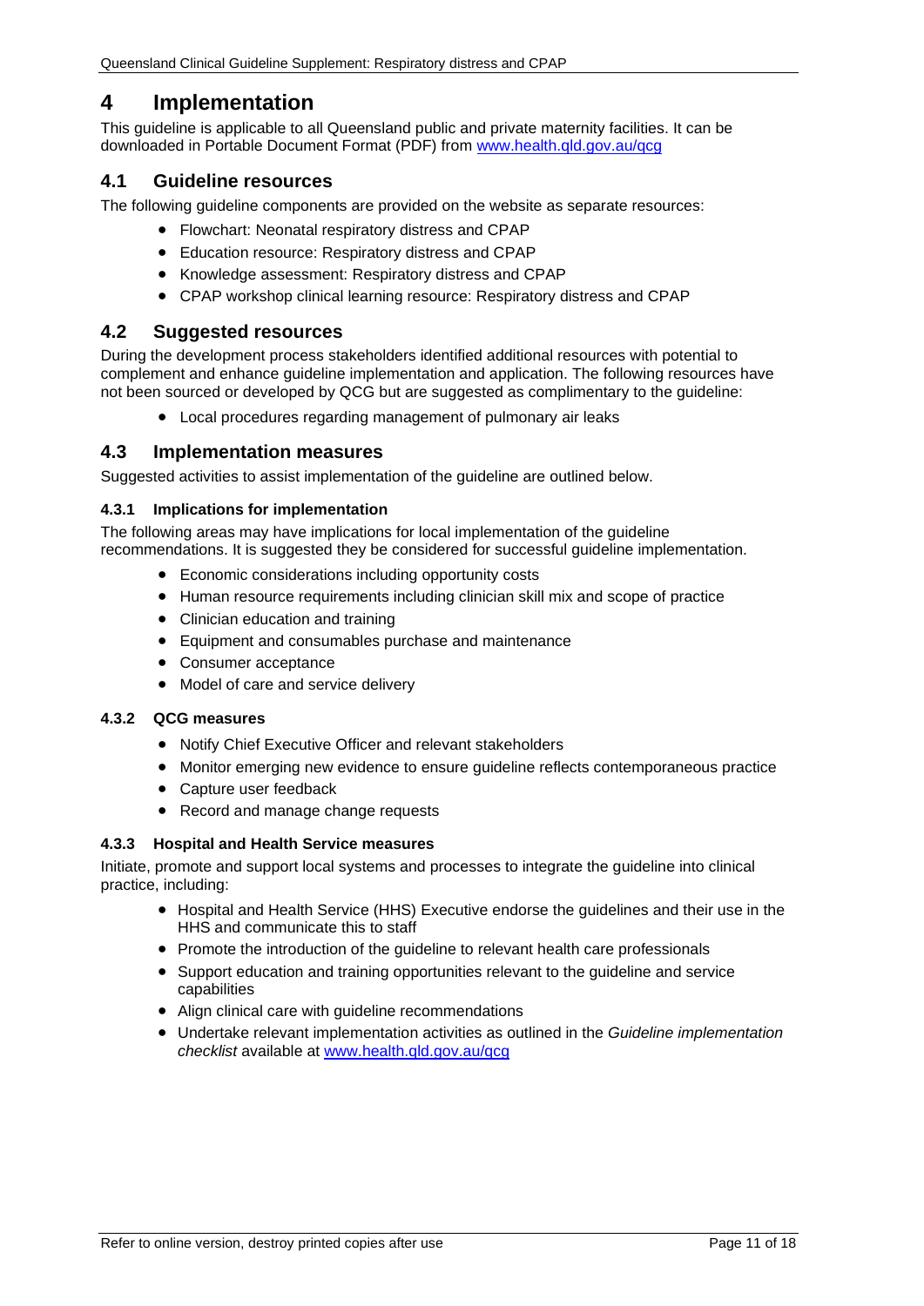# 4 Implementation

This guideline is applicable to all Queensland public and private maternity facilities. It can be downloaded in Portable Document Format (PDF) from www.health.qld.gov.au/qcg

## 4.1 Guideline resources

The following guideline components are provided on the website as separate resources:

- Flowchart: Neonatal respiratory distress and CPAP
- Education resource: Respiratory distress and CPAP
- Knowledge assessment: Respiratory distress and CPAP
- CPAP workshop clinical learning resource: Respiratory distress and CPAP

## 4.2 Suggested resources

During the development process stakeholders identified additional resources with potential to complement and enhance guideline implementation and application. The following resources have not been sourced or developed by QCG but are suggested as complimentary to the guideline:

- Local procedures regarding management of pulmonary air leaks

## 4.3 Implementation measures

Suggested activities to assist implementation of the guideline are outlined below.

### 4.3.1 Implications for implementation

The following areas may have implications for local implementation of the guideline recommendations. It is suggested they be considered for successful guideline implementation.

- Economic considerations including opportunity costs
- Human resource requirements including clinician skill mix and scope of practice
- Clinician education and training
- Equipment and consumables purchase and maintenance
- Consumer acceptance
- Model of care and service delivery

### 4.3.2 QCG measures

- Notify Chief Executive Officer and relevant stakeholders
- Monitor emerging new evidence to ensure guideline reflects contemporaneous practice
- Capture user feedback
- Record and manage change requests

### 4.3.3 Hospital and Health Service measures

Initiate, promote and support local systems and processes to integrate the guideline into clinical practice, including:

- Hospital and Health Service (HHS) Executive endorse the guidelines and their use in the HHS and communicate this to staff
- Promote the introduction of the guideline to relevant health care professionals
- Support education and training opportunities relevant to the guideline and service capabilities
- Align clinical care with guideline recommendations
- Undertake relevant implementation activities as outlined in the *Guideline implementation checklist* available at www.health.qld.gov.au/qcg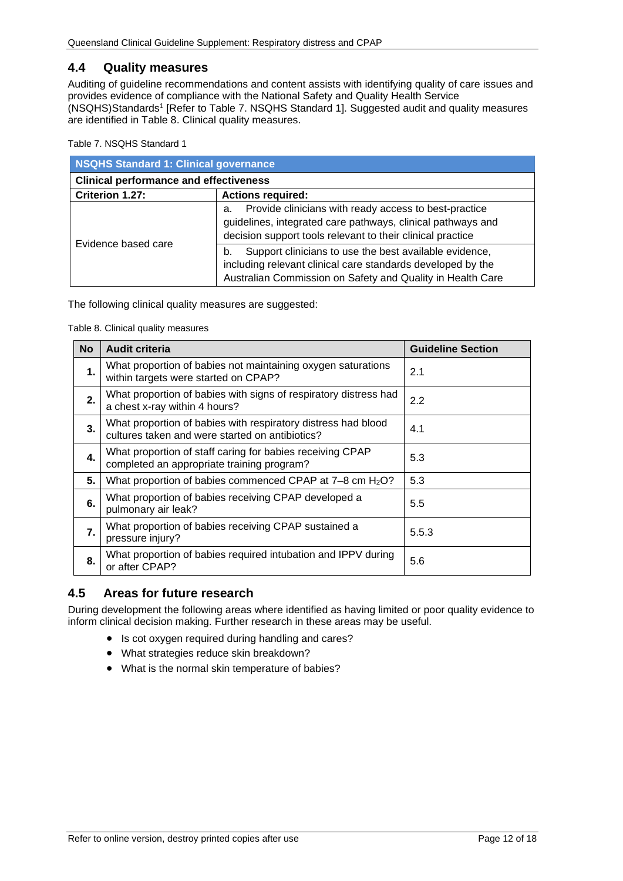## 4.4 Quality measures

Auditing of guideline recommendations and content assists with identifying quality of care issues and provides evidence of compliance with the National Safety and Quality Health Service (NSQHS)Standards[1] [Refer to Table 7. NSQHS Standard 1]. Suggested audit and quality measures are identified in Table 8. Clinical quality measures.

Table 7. NSQHS Standard 1

| **NSQHS Standard 1: Clinical governance** | |
|---|---|
| **Clinical performance and effectiveness** | |
| **Criterion 1.27:** | **Actions required:** |
| Evidence based care | a. Provide clinicians with ready access to best-practice guidelines, integrated care pathways, clinical pathways and decision support tools relevant to their clinical practice |
| | b. Support clinicians to use the best available evidence, including relevant clinical care standards developed by the Australian Commission on Safety and Quality in Health Care |

The following clinical quality measures are suggested:

Table 8. Clinical quality measures

| No | Audit criteria | Guideline Section |
|---|---|---|
| **1.** | What proportion of babies not maintaining oxygen saturations within targets were started on CPAP? | 2.1 |
| **2.** | What proportion of babies with signs of respiratory distress had a chest x-ray within 4 hours? | 2.2 |
| **3.** | What proportion of babies with respiratory distress had blood cultures taken and were started on antibiotics? | 4.1 |
| **4.** | What proportion of staff caring for babies receiving CPAP completed an appropriate training program? | 5.3 |
| **5.** | What proportion of babies commenced CPAP at 7–8 cm $H_2O$? | 5.3 |
| **6.** | What proportion of babies receiving CPAP developed a pulmonary air leak? | 5.5 |
| **7.** | What proportion of babies receiving CPAP sustained a pressure injury? | 5.5.3 |
| **8.** | What proportion of babies required intubation and IPPV during or after CPAP? | 5.6 |

## 4.5 Areas for future research

During development the following areas where identified as having limited or poor quality evidence to inform clinical decision making. Further research in these areas may be useful.

- Is cot oxygen required during handling and cares?
- What strategies reduce skin breakdown?
- What is the normal skin temperature of babies?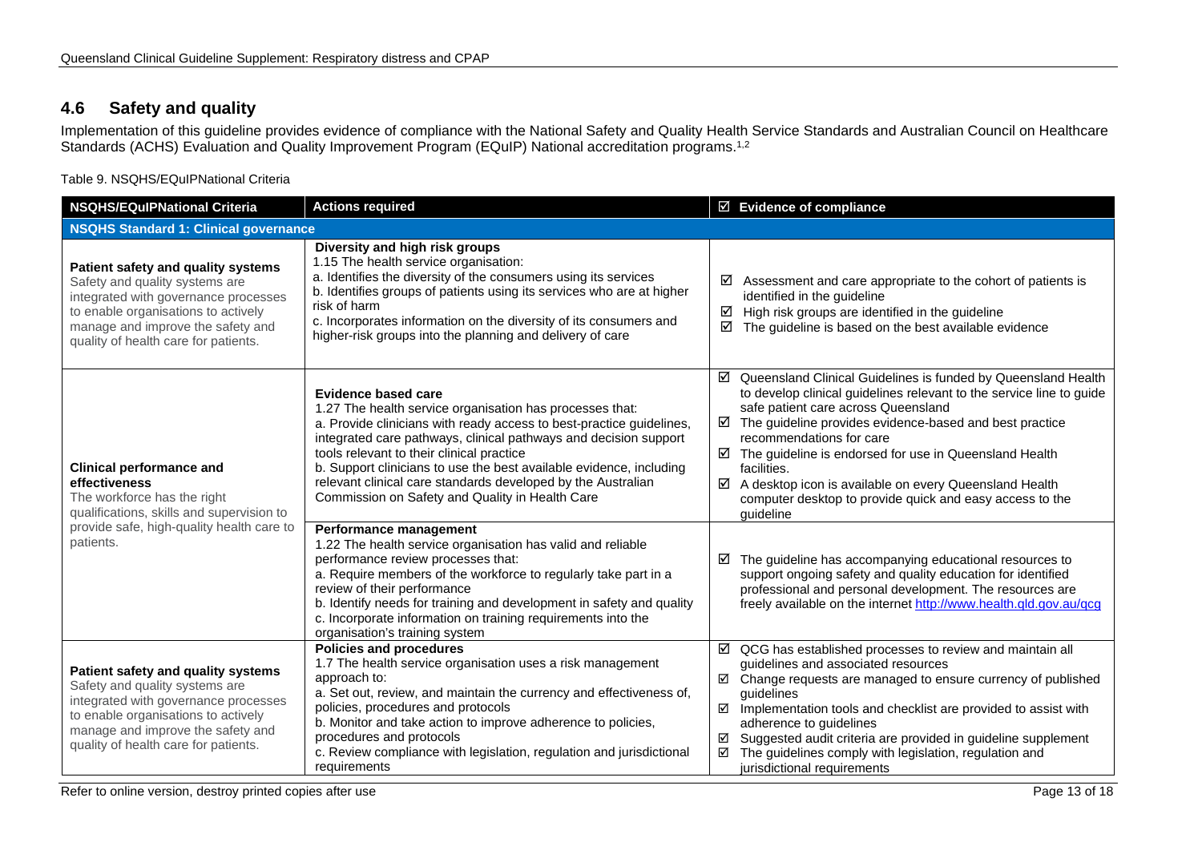## 4.6 Safety and quality

Implementation of this guideline provides evidence of compliance with the National Safety and Quality Health Service Standards and Australian Council on Healthcare Standards (ACHS) Evaluation and Quality Improvement Program (EQuIP) National accreditation programs.[1,2]

Table 9. NSQHS/EQuIPNational Criteria

| NSQHS/EQuIPNational Criteria | Actions required | ☑ Evidence of compliance |
|---|---|---|
| **NSQHS Standard 1: Clinical governance** | | |
| **Patient safety and quality systems**<br>Safety and quality systems are integrated with governance processes to enable organisations to actively manage and improve the safety and quality of health care for patients. | **Diversity and high risk groups**<br>1.15 The health service organisation:<br>a. Identifies the diversity of the consumers using its services<br>b. Identifies groups of patients using its services who are at higher risk of harm<br>c. Incorporates information on the diversity of its consumers and higher-risk groups into the planning and delivery of care | ☑ Assessment and care appropriate to the cohort of patients is identified in the guideline<br>☑ High risk groups are identified in the guideline<br>☑ The guideline is based on the best available evidence |
| **Clinical performance and effectiveness**<br>The workforce has the right qualifications, skills and supervision to provide safe, high-quality health care to patients. | **Evidence based care**<br>1.27 The health service organisation has processes that:<br>a. Provide clinicians with ready access to best-practice guidelines, integrated care pathways, clinical pathways and decision support tools relevant to their clinical practice<br>b. Support clinicians to use the best available evidence, including relevant clinical care standards developed by the Australian Commission on Safety and Quality in Health Care | ☑ Queensland Clinical Guidelines is funded by Queensland Health to develop clinical guidelines relevant to the service line to guide safe patient care across Queensland<br>☑ The guideline provides evidence-based and best practice recommendations for care<br>☑ The guideline is endorsed for use in Queensland Health facilities.<br>☑ A desktop icon is available on every Queensland Health computer desktop to provide quick and easy access to the guideline |
| | **Performance management**<br>1.22 The health service organisation has valid and reliable performance review processes that:<br>a. Require members of the workforce to regularly take part in a review of their performance<br>b. Identify needs for training and development in safety and quality<br>c. Incorporate information on training requirements into the organisation's training system | ☑ The guideline has accompanying educational resources to support ongoing safety and quality education for identified professional and personal development. The resources are freely available on the internet http://www.health.qld.gov.au/qcg |
| **Patient safety and quality systems**<br>Safety and quality systems are integrated with governance processes to enable organisations to actively manage and improve the safety and quality of health care for patients. | **Policies and procedures**<br>1.7 The health service organisation uses a risk management approach to:<br>a. Set out, review, and maintain the currency and effectiveness of, policies, procedures and protocols<br>b. Monitor and take action to improve adherence to policies, procedures and protocols<br>c. Review compliance with legislation, regulation and jurisdictional requirements | ☑ QCG has established processes to review and maintain all guidelines and associated resources<br>☑ Change requests are managed to ensure currency of published guidelines<br>☑ Implementation tools and checklist are provided to assist with adherence to guidelines<br>☑ Suggested audit criteria are provided in guideline supplement<br>☑ The guidelines comply with legislation, regulation and jurisdictional requirements |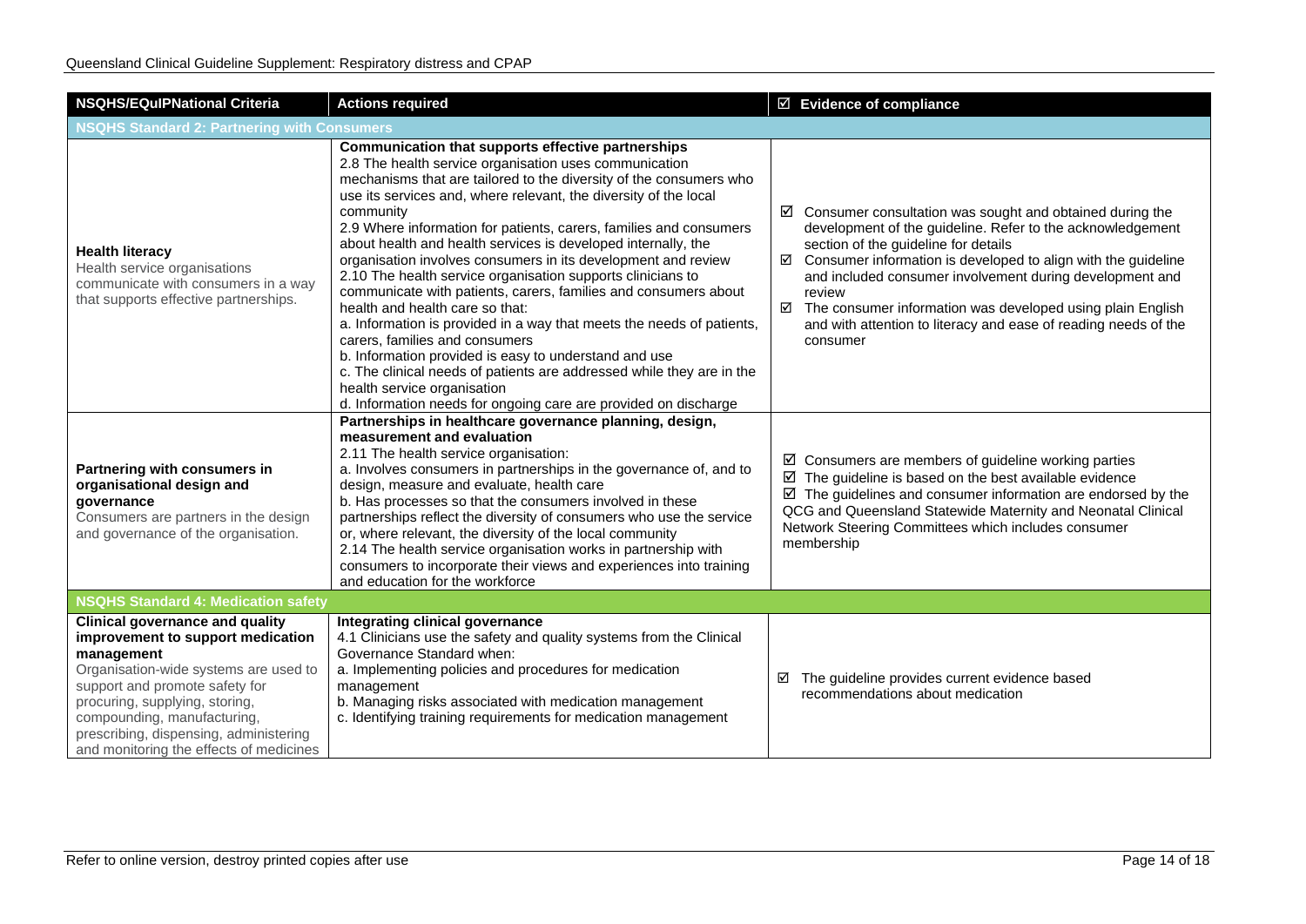| NSQHS/EQuIPNational Criteria | Actions required | ☑ Evidence of compliance |
|---|---|---|
| **NSQHS Standard 2: Partnering with Consumers** | | |
| **Health literacy**<br>Health service organisations communicate with consumers in a way that supports effective partnerships. | **Communication that supports effective partnerships**<br>2.8 The health service organisation uses communication mechanisms that are tailored to the diversity of the consumers who use its services and, where relevant, the diversity of the local community<br>2.9 Where information for patients, carers, families and consumers about health and health services is developed internally, the organisation involves consumers in its development and review<br>2.10 The health service organisation supports clinicians to communicate with patients, carers, families and consumers about health and health care so that:<br>a. Information is provided in a way that meets the needs of patients, carers, families and consumers<br>b. Information provided is easy to understand and use<br>c. The clinical needs of patients are addressed while they are in the health service organisation<br>d. Information needs for ongoing care are provided on discharge | ☑ Consumer consultation was sought and obtained during the development of the guideline. Refer to the acknowledgement section of the guideline for details<br>☑ Consumer information is developed to align with the guideline and included consumer involvement during development and review<br>☑ The consumer information was developed using plain English and with attention to literacy and ease of reading needs of the consumer |
| **Partnering with consumers in organisational design and governance**<br>Consumers are partners in the design and governance of the organisation. | **Partnerships in healthcare governance planning, design, measurement and evaluation**<br>2.11 The health service organisation:<br>a. Involves consumers in partnerships in the governance of, and to design, measure and evaluate, health care<br>b. Has processes so that the consumers involved in these partnerships reflect the diversity of consumers who use the service or, where relevant, the diversity of the local community<br>2.14 The health service organisation works in partnership with consumers to incorporate their views and experiences into training and education for the workforce | ☑ Consumers are members of guideline working parties<br>☑ The guideline is based on the best available evidence<br>☑ The guidelines and consumer information are endorsed by the QCG and Queensland Statewide Maternity and Neonatal Clinical Network Steering Committees which includes consumer membership |
| **NSQHS Standard 4: Medication safety** | | |
| **Clinical governance and quality improvement to support medication management**<br>Organisation-wide systems are used to support and promote safety for procuring, supplying, storing, compounding, manufacturing, prescribing, dispensing, administering and monitoring the effects of medicines | **Integrating clinical governance**<br>4.1 Clinicians use the safety and quality systems from the Clinical Governance Standard when:<br>a. Implementing policies and procedures for medication management<br>b. Managing risks associated with medication management<br>c. Identifying training requirements for medication management | ☑ The guideline provides current evidence based recommendations about medication |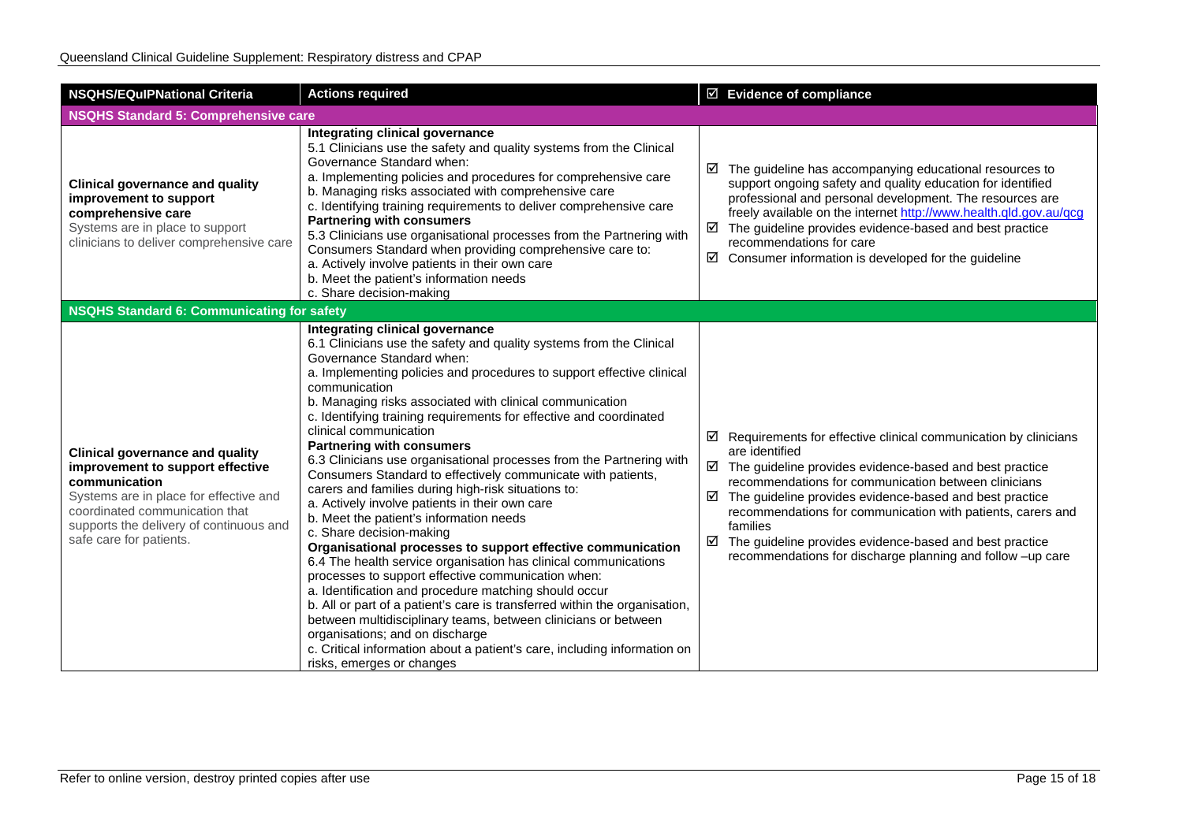| NSQHS/EQuIPNational Criteria | Actions required | ☑ Evidence of compliance |
|---|---|---|
| **NSQHS Standard 5: Comprehensive care** | | |
| **Clinical governance and quality improvement to support comprehensive care**<br>Systems are in place to support clinicians to deliver comprehensive care | **Integrating clinical governance**<br>5.1 Clinicians use the safety and quality systems from the Clinical Governance Standard when:<br>a. Implementing policies and procedures for comprehensive care<br>b. Managing risks associated with comprehensive care<br>c. Identifying training requirements to deliver comprehensive care<br>**Partnering with consumers**<br>5.3 Clinicians use organisational processes from the Partnering with Consumers Standard when providing comprehensive care to:<br>a. Actively involve patients in their own care<br>b. Meet the patient's information needs<br>c. Share decision-making | ☑ The guideline has accompanying educational resources to support ongoing safety and quality education for identified professional and personal development. The resources are freely available on the internet http://www.health.qld.gov.au/qcg<br>☑ The guideline provides evidence-based and best practice recommendations for care<br>☑ Consumer information is developed for the guideline |
| **NSQHS Standard 6: Communicating for safety** | | |
| **Clinical governance and quality improvement to support effective communication**<br>Systems are in place for effective and coordinated communication that supports the delivery of continuous and safe care for patients. | **Integrating clinical governance**<br>6.1 Clinicians use the safety and quality systems from the Clinical Governance Standard when:<br>a. Implementing policies and procedures to support effective clinical communication<br>b. Managing risks associated with clinical communication<br>c. Identifying training requirements for effective and coordinated clinical communication<br>**Partnering with consumers**<br>6.3 Clinicians use organisational processes from the Partnering with Consumers Standard to effectively communicate with patients, carers and families during high-risk situations to:<br>a. Actively involve patients in their own care<br>b. Meet the patient's information needs<br>c. Share decision-making<br>**Organisational processes to support effective communication**<br>6.4 The health service organisation has clinical communications processes to support effective communication when:<br>a. Identification and procedure matching should occur<br>b. All or part of a patient's care is transferred within the organisation, between multidisciplinary teams, between clinicians or between organisations; and on discharge<br>c. Critical information about a patient's care, including information on risks, emerges or changes | ☑ Requirements for effective clinical communication by clinicians are identified<br>☑ The guideline provides evidence-based and best practice recommendations for communication between clinicians<br>☑ The guideline provides evidence-based and best practice recommendations for communication with patients, carers and families<br>☑ The guideline provides evidence-based and best practice recommendations for discharge planning and follow –up care |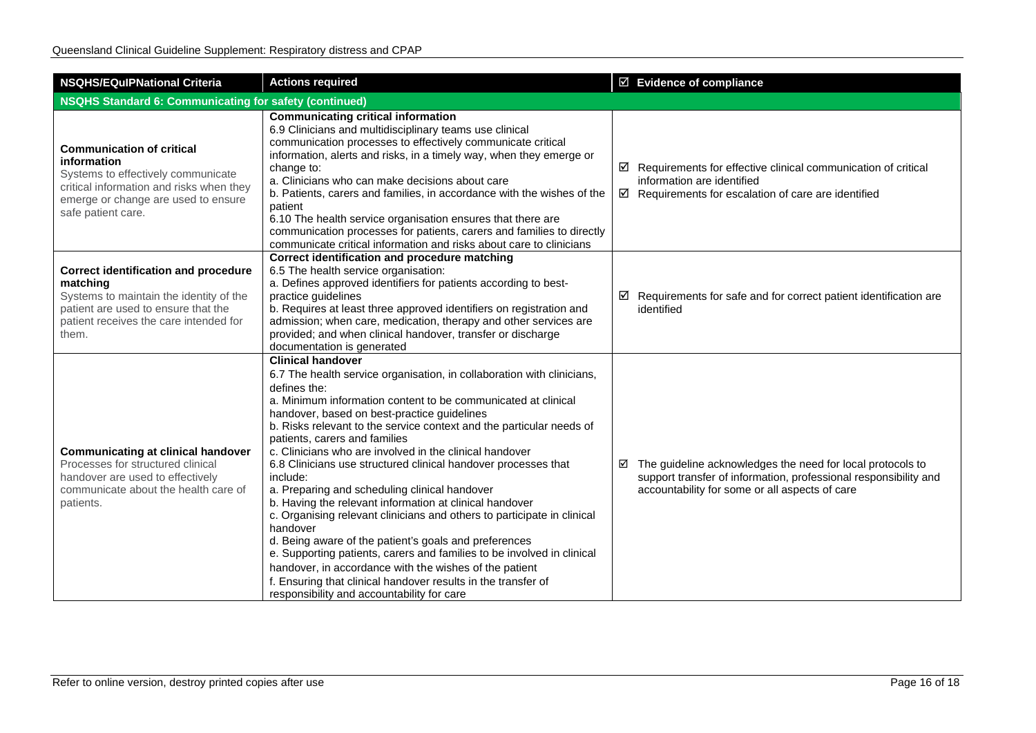| NSQHS/EQuIPNational Criteria | Actions required | ☑ Evidence of compliance |
|---|---|---|
| **NSQHS Standard 6: Communicating for safety (continued)** | | |
| **Communication of critical information**<br>Systems to effectively communicate critical information and risks when they emerge or change are used to ensure safe patient care. | **Communicating critical information**<br>6.9 Clinicians and multidisciplinary teams use clinical communication processes to effectively communicate critical information, alerts and risks, in a timely way, when they emerge or change to:<br>a. Clinicians who can make decisions about care<br>b. Patients, carers and families, in accordance with the wishes of the patient<br>6.10 The health service organisation ensures that there are communication processes for patients, carers and families to directly communicate critical information and risks about care to clinicians | ☑ Requirements for effective clinical communication of critical information are identified<br>☑ Requirements for escalation of care are identified |
| **Correct identification and procedure matching**<br>Systems to maintain the identity of the patient are used to ensure that the patient receives the care intended for them. | **Correct identification and procedure matching**<br>6.5 The health service organisation:<br>a. Defines approved identifiers for patients according to best-practice guidelines<br>b. Requires at least three approved identifiers on registration and admission; when care, medication, therapy and other services are provided; and when clinical handover, transfer or discharge documentation is generated | ☑ Requirements for safe and for correct patient identification are identified |
| **Communicating at clinical handover**<br>Processes for structured clinical handover are used to effectively communicate about the health care of patients. | **Clinical handover**<br>6.7 The health service organisation, in collaboration with clinicians, defines the:<br>a. Minimum information content to be communicated at clinical handover, based on best-practice guidelines<br>b. Risks relevant to the service context and the particular needs of patients, carers and families<br>c. Clinicians who are involved in the clinical handover<br>6.8 Clinicians use structured clinical handover processes that include:<br>a. Preparing and scheduling clinical handover<br>b. Having the relevant information at clinical handover<br>c. Organising relevant clinicians and others to participate in clinical handover<br>d. Being aware of the patient's goals and preferences<br>e. Supporting patients, carers and families to be involved in clinical handover, in accordance with the wishes of the patient<br>f. Ensuring that clinical handover results in the transfer of responsibility and accountability for care | ☑ The guideline acknowledges the need for local protocols to support transfer of information, professional responsibility and accountability for some or all aspects of care |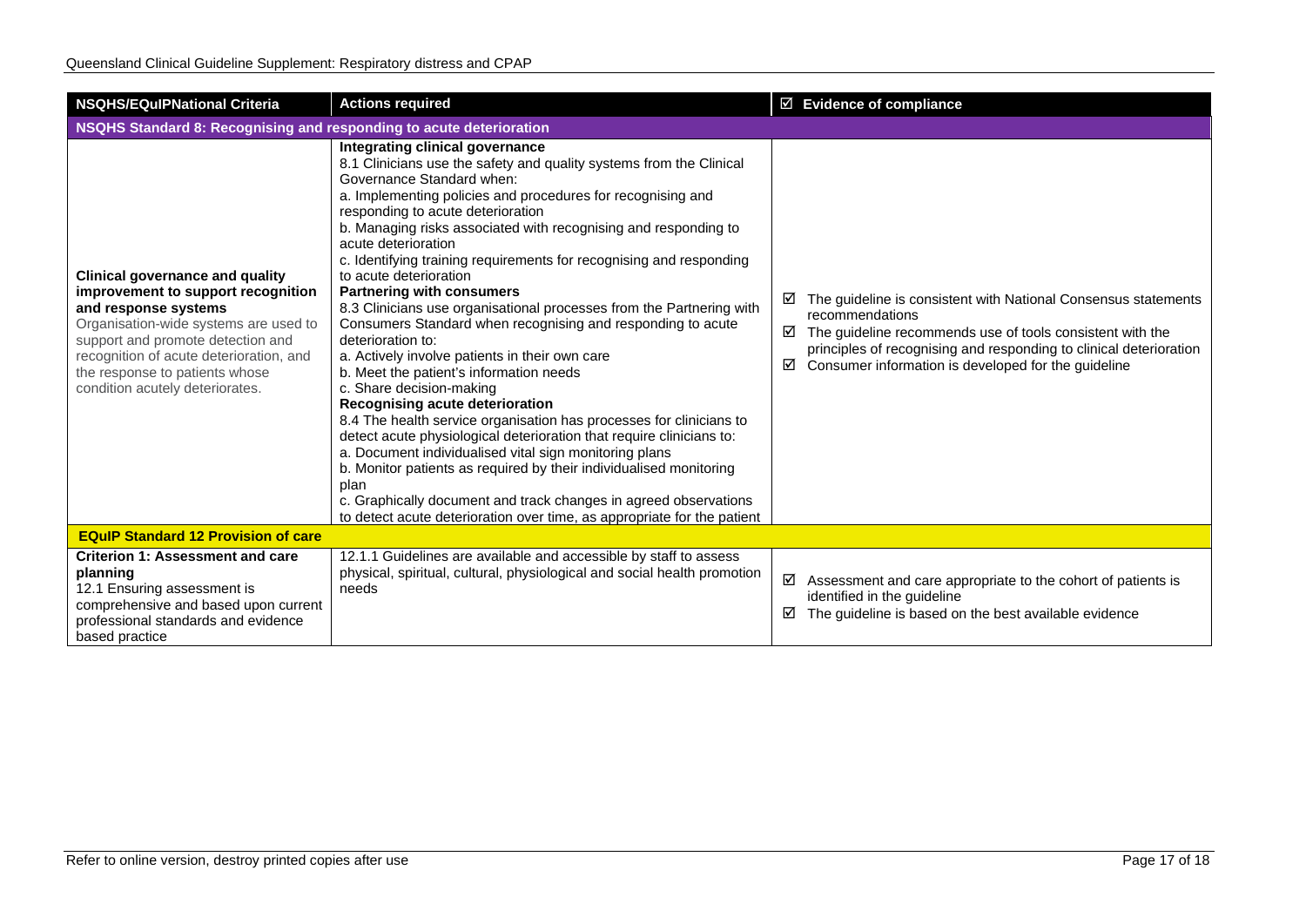| NSQHS/EQuIPNational Criteria | Actions required | ☑ Evidence of compliance |
|---|---|---|
| **NSQHS Standard 8: Recognising and responding to acute deterioration** | | |
| **Clinical governance and quality improvement to support recognition and response systems**<br>Organisation-wide systems are used to support and promote detection and recognition of acute deterioration, and the response to patients whose condition acutely deteriorates. | **Integrating clinical governance**<br>8.1 Clinicians use the safety and quality systems from the Clinical Governance Standard when:<br>a. Implementing policies and procedures for recognising and responding to acute deterioration<br>b. Managing risks associated with recognising and responding to acute deterioration<br>c. Identifying training requirements for recognising and responding to acute deterioration<br>**Partnering with consumers**<br>8.3 Clinicians use organisational processes from the Partnering with Consumers Standard when recognising and responding to acute deterioration to:<br>a. Actively involve patients in their own care<br>b. Meet the patient's information needs<br>c. Share decision-making<br>**Recognising acute deterioration**<br>8.4 The health service organisation has processes for clinicians to detect acute physiological deterioration that require clinicians to:<br>a. Document individualised vital sign monitoring plans<br>b. Monitor patients as required by their individualised monitoring plan<br>c. Graphically document and track changes in agreed observations to detect acute deterioration over time, as appropriate for the patient | ☑ The guideline is consistent with National Consensus statements recommendations<br>☑ The guideline recommends use of tools consistent with the principles of recognising and responding to clinical deterioration<br>☑ Consumer information is developed for the guideline |
| **EQuIP Standard 12 Provision of care** | | |
| **Criterion 1: Assessment and care planning**<br>12.1 Ensuring assessment is comprehensive and based upon current professional standards and evidence based practice | 12.1.1 Guidelines are available and accessible by staff to assess physical, spiritual, cultural, physiological and social health promotion needs | ☑ Assessment and care appropriate to the cohort of patients is identified in the guideline<br>☑ The guideline is based on the best available evidence |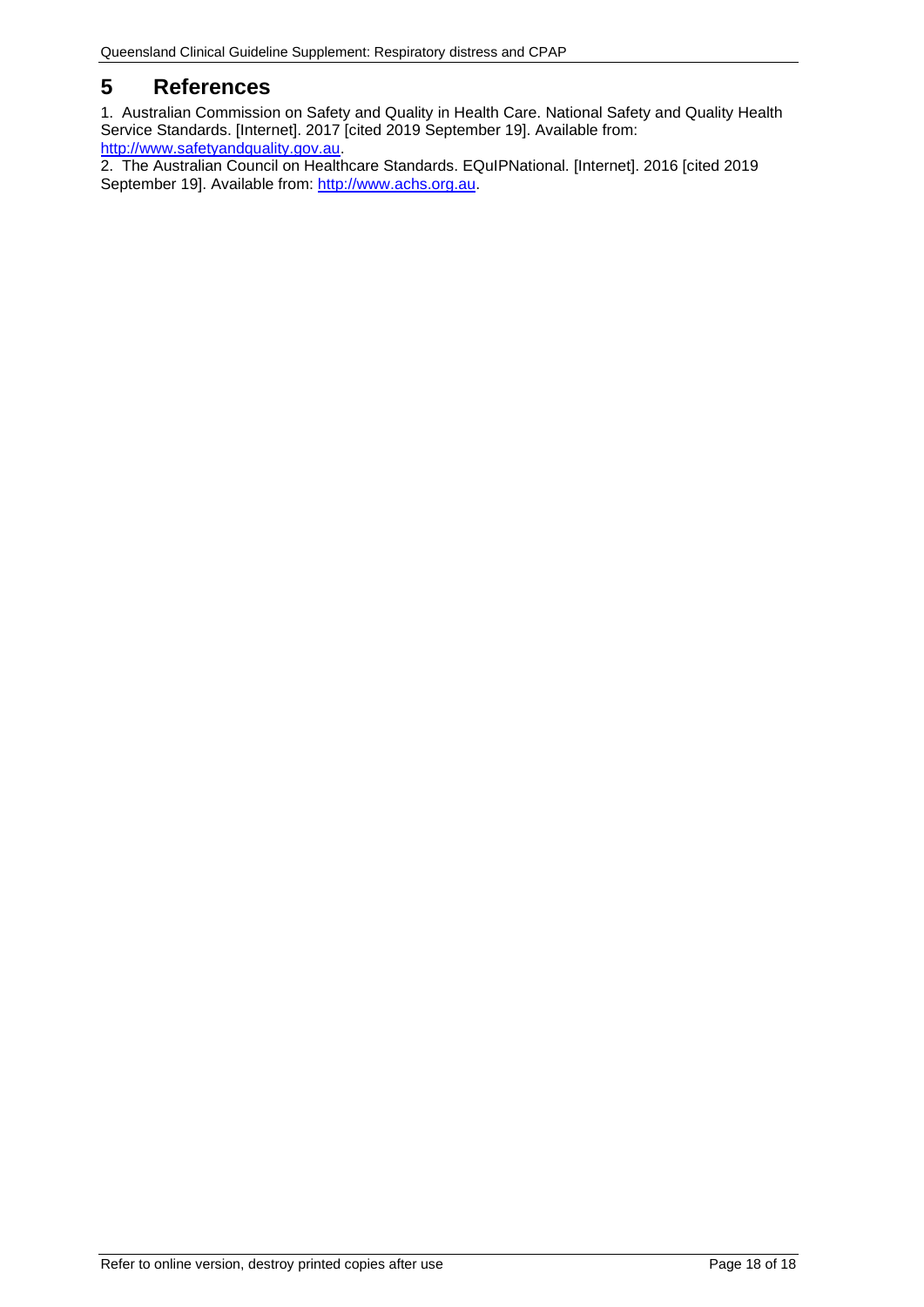# 5 References

1. Australian Commission on Safety and Quality in Health Care. National Safety and Quality Health Service Standards. [Internet]. 2017 [cited 2019 September 19]. Available from: http://www.safetyandquality.gov.au.
2. The Australian Council on Healthcare Standards. EQuIPNational. [Internet]. 2016 [cited 2019 September 19]. Available from: http://www.achs.org.au.